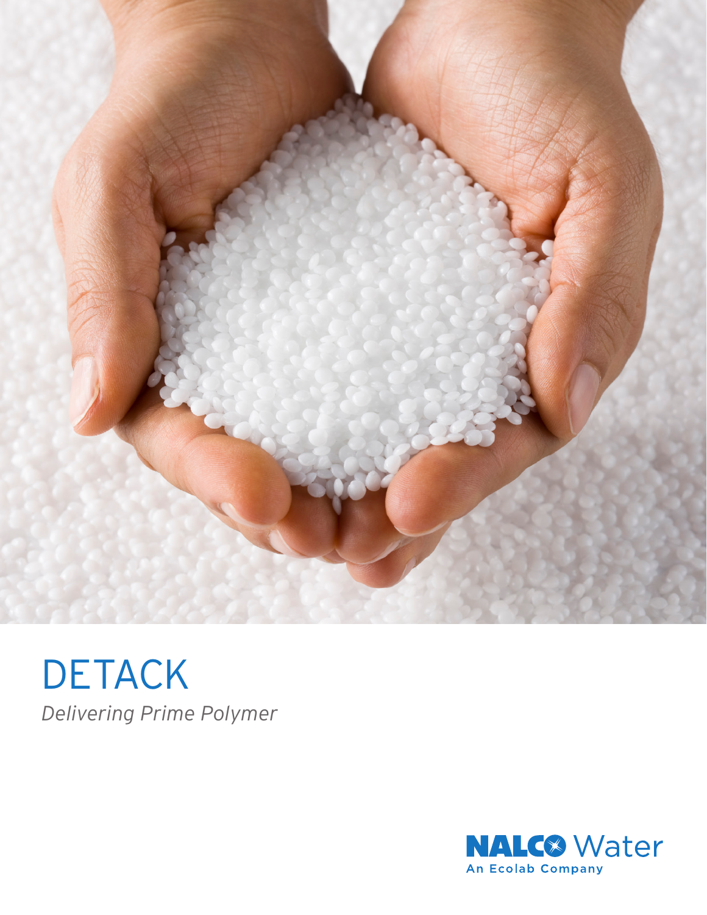# DETACK

*Delivering Prime Polymer*

NALCO Water
An Ecolab Company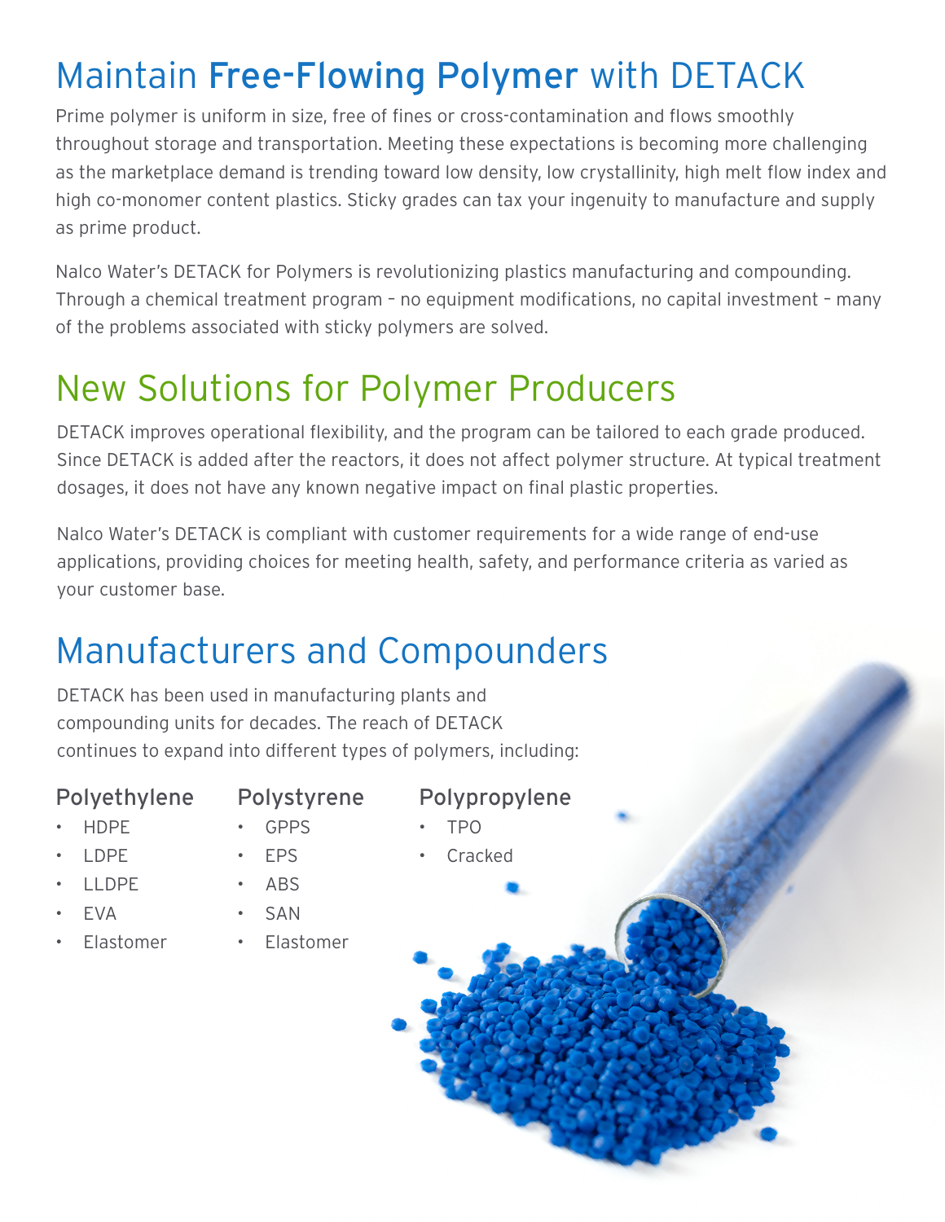# Maintain **Free-Flowing Polymer** with DETACK

Prime polymer is uniform in size, free of fines or cross-contamination and flows smoothly throughout storage and transportation. Meeting these expectations is becoming more challenging as the marketplace demand is trending toward low density, low crystallinity, high melt flow index and high co-monomer content plastics. Sticky grades can tax your ingenuity to manufacture and supply as prime product.

Nalco Water's DETACK for Polymers is revolutionizing plastics manufacturing and compounding. Through a chemical treatment program – no equipment modifications, no capital investment – many of the problems associated with sticky polymers are solved.

# New Solutions for Polymer Producers

DETACK improves operational flexibility, and the program can be tailored to each grade produced. Since DETACK is added after the reactors, it does not affect polymer structure. At typical treatment dosages, it does not have any known negative impact on final plastic properties.

Nalco Water's DETACK is compliant with customer requirements for a wide range of end-use applications, providing choices for meeting health, safety, and performance criteria as varied as your customer base.

# Manufacturers and Compounders

DETACK has been used in manufacturing plants and compounding units for decades. The reach of DETACK continues to expand into different types of polymers, including:

### Polyethylene

- HDPE
- LDPE
- LLDPE
- EVA
- Elastomer

### Polystyrene

- GPPS
- EPS
- ABS
- SAN
- Elastomer

### Polypropylene

- TPO
- Cracked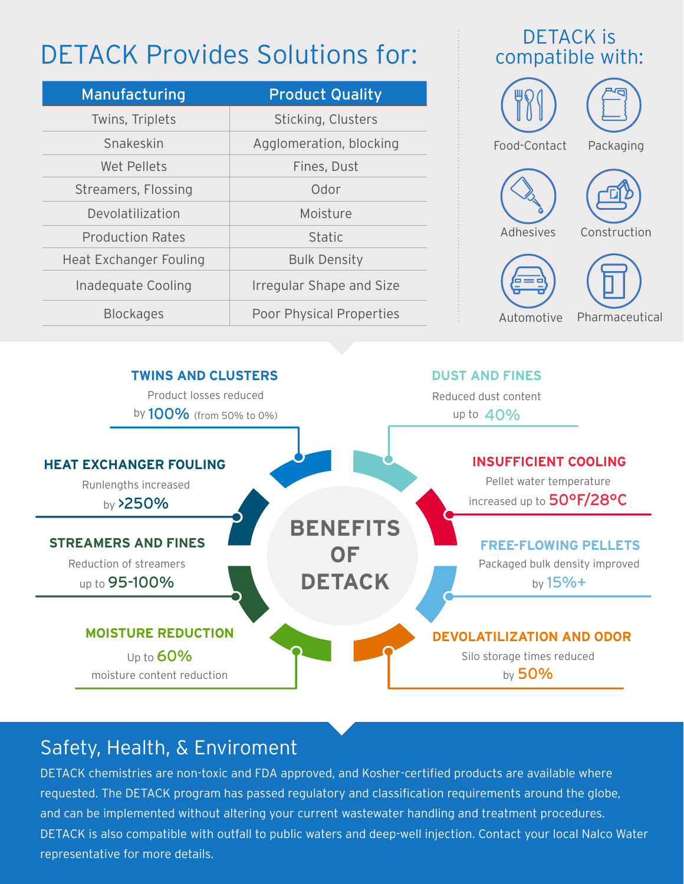## DETACK Provides Solutions for:

| Manufacturing | Product Quality |
| --- | --- |
| Twins, Triplets | Sticking, Clusters |
| Snakeskin | Agglomeration, blocking |
| Wet Pellets | Fines, Dust |
| Streamers, Flossing | Odor |
| Devolatilization | Moisture |
| Production Rates | Static |
| Heat Exchanger Fouling | Bulk Density |
| Inadequate Cooling | Irregular Shape and Size |
| Blockages | Poor Physical Properties |

## DETACK is compatible with:

- Food-Contact
- Packaging
- Adhesives
- Construction
- Automotive
- Pharmaceutical

## BENEFITS OF DETACK

**TWINS AND CLUSTERS**
Product losses reduced by **100%** (from 50% to 0%)

**DUST AND FINES**
Reduced dust content up to **40%**

**HEAT EXCHANGER FOULING**
Runlengths increased by **>250%**

**INSUFFICIENT COOLING**
Pellet water temperature increased up to **50°F/28°C**

**STREAMERS AND FINES**
Reduction of streamers up to **95-100%**

**FREE-FLOWING PELLETS**
Packaged bulk density improved by **15%+**

**MOISTURE REDUCTION**
Up to **60%** moisture content reduction

**DEVOLATILIZATION AND ODOR**
Silo storage times reduced by **50%**

## Safety, Health, & Enviroment

DETACK chemistries are non-toxic and FDA approved, and Kosher-certified products are available where requested. The DETACK program has passed regulatory and classification requirements around the globe, and can be implemented without altering your current wastewater handling and treatment procedures. DETACK is also compatible with outfall to public waters and deep-well injection. Contact your local Nalco Water representative for more details.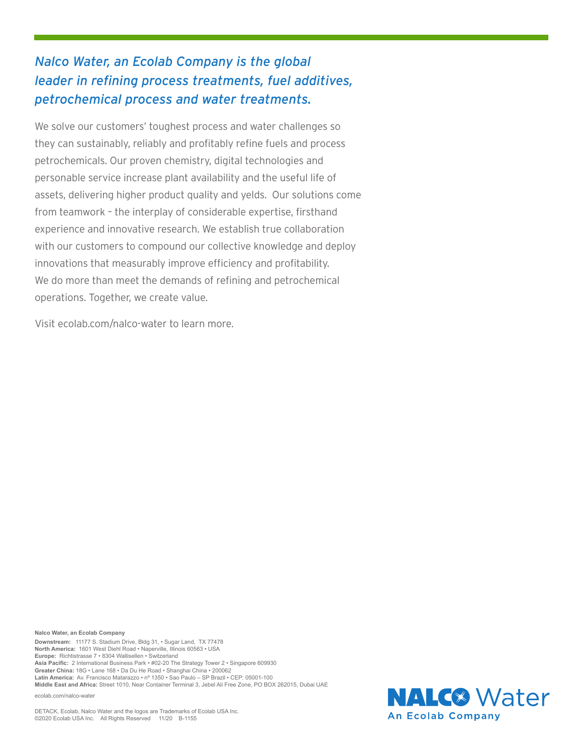*Nalco Water, an Ecolab Company is the global leader in refining process treatments, fuel additives, petrochemical process and water treatments.*

We solve our customers' toughest process and water challenges so they can sustainably, reliably and profitably refine fuels and process petrochemicals. Our proven chemistry, digital technologies and personable service increase plant availability and the useful life of assets, delivering higher product quality and yelds. Our solutions come from teamwork – the interplay of considerable expertise, firsthand experience and innovative research. We establish true collaboration with our customers to compound our collective knowledge and deploy innovations that measurably improve efficiency and profitability. We do more than meet the demands of refining and petrochemical operations. Together, we create value.

Visit ecolab.com/nalco-water to learn more.

**Nalco Water, an Ecolab Company**

**Downstream:** 11177 S. Stadium Drive, Bldg 31, • Sugar Land, TX 77478
**North America:** 1601 West Diehl Road • Naperville, Illinois 60563 • USA
**Europe:** Richtistrasse 7 • 8304 Wallisellen • Switzerland
**Asia Pacific:** 2 International Business Park • #02-20 The Strategy Tower 2 • Singapore 609930
**Greater China:** 18G • Lane 168 • Da Du He Road • Shanghai China • 200062
**Latin America:** Av. Francisco Matarazzo • nº 1350 • Sao Paulo – SP Brazil • CEP: 05001-100
**Middle East and Africa:** Street 1010, Near Container Terminal 3, Jebel Ali Free Zone, PO BOX 262015, Dubai UAE

ecolab.com/nalco-water

DETACK, Ecolab, Nalco Water and the logos are Trademarks of Ecolab USA Inc.
©2020 Ecolab USA Inc. All Rights Reserved 11/20 B-1155

NALCO Water
An Ecolab Company